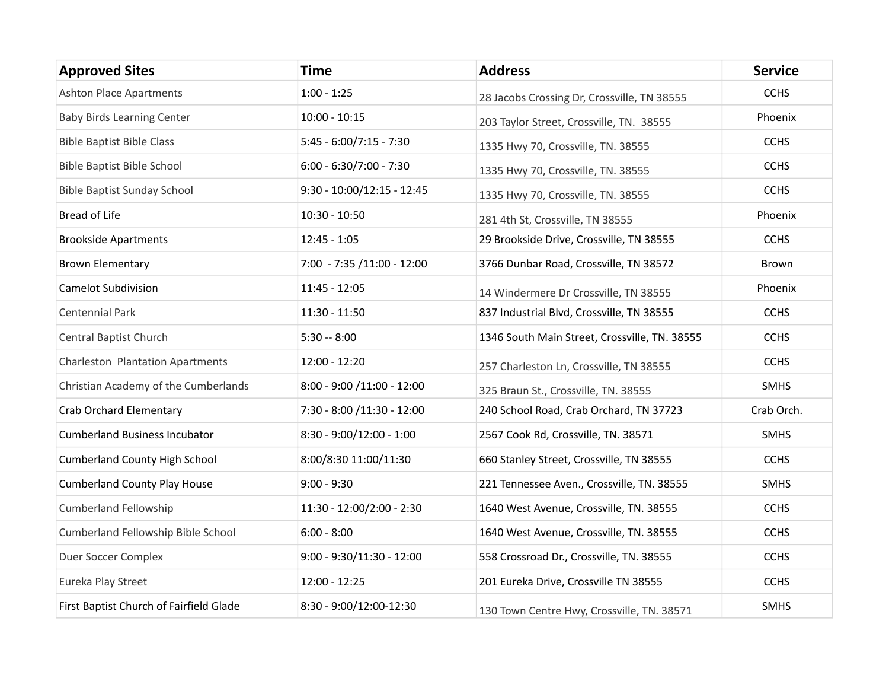| Approved Sites | Time | Address | Service |
| --- | --- | --- | --- |
| Ashton Place Apartments | 1:00 - 1:25 | 28 Jacobs Crossing Dr, Crossville, TN 38555 | CCHS |
| Baby Birds Learning Center | 10:00 - 10:15 | 203 Taylor Street, Crossville, TN.  38555 | Phoenix |
| Bible Baptist Bible Class | 5:45 - 6:00/7:15 - 7:30 | 1335 Hwy 70, Crossville, TN. 38555 | CCHS |
| Bible Baptist Bible School | 6:00 - 6:30/7:00 - 7:30 | 1335 Hwy 70, Crossville, TN. 38555 | CCHS |
| Bible Baptist Sunday School | 9:30 - 10:00/12:15 - 12:45 | 1335 Hwy 70, Crossville, TN. 38555 | CCHS |
| Bread of Life | 10:30 - 10:50 | 281 4th St, Crossville, TN 38555 | Phoenix |
| Brookside Apartments | 12:45 - 1:05 | 29 Brookside Drive, Crossville, TN 38555 | CCHS |
| Brown Elementary | 7:00  - 7:35 /11:00 - 12:00 | 3766 Dunbar Road, Crossville, TN 38572 | Brown |
| Camelot Subdivision | 11:45 - 12:05 | 14 Windermere Dr Crossville, TN 38555 | Phoenix |
| Centennial Park | 11:30 - 11:50 | 837 Industrial Blvd, Crossville, TN 38555 | CCHS |
| Central Baptist Church | 5:30 -- 8:00 | 1346 South Main Street, Crossville, TN. 38555 | CCHS |
| Charleston  Plantation Apartments | 12:00 - 12:20 | 257 Charleston Ln, Crossville, TN 38555 | CCHS |
| Christian Academy of the Cumberlands | 8:00 - 9:00 /11:00 - 12:00 | 325 Braun St., Crossville, TN. 38555 | SMHS |
| Crab Orchard Elementary | 7:30 - 8:00 /11:30 - 12:00 | 240 School Road, Crab Orchard, TN 37723 | Crab Orch. |
| Cumberland Business Incubator | 8:30 - 9:00/12:00 - 1:00 | 2567 Cook Rd, Crossville, TN. 38571 | SMHS |
| Cumberland County High School | 8:00/8:30 11:00/11:30 | 660 Stanley Street, Crossville, TN 38555 | CCHS |
| Cumberland County Play House | 9:00 - 9:30 | 221 Tennessee Aven., Crossville, TN. 38555 | SMHS |
| Cumberland Fellowship | 11:30 - 12:00/2:00 - 2:30 | 1640 West Avenue, Crossville, TN. 38555 | CCHS |
| Cumberland Fellowship Bible School | 6:00 - 8:00 | 1640 West Avenue, Crossville, TN. 38555 | CCHS |
| Duer Soccer Complex | 9:00 - 9:30/11:30 - 12:00 | 558 Crossroad Dr., Crossville, TN. 38555 | CCHS |
| Eureka Play Street | 12:00 - 12:25 | 201 Eureka Drive, Crossville TN 38555 | CCHS |
| First Baptist Church of Fairfield Glade | 8:30 - 9:00/12:00-12:30 | 130 Town Centre Hwy, Crossville, TN. 38571 | SMHS |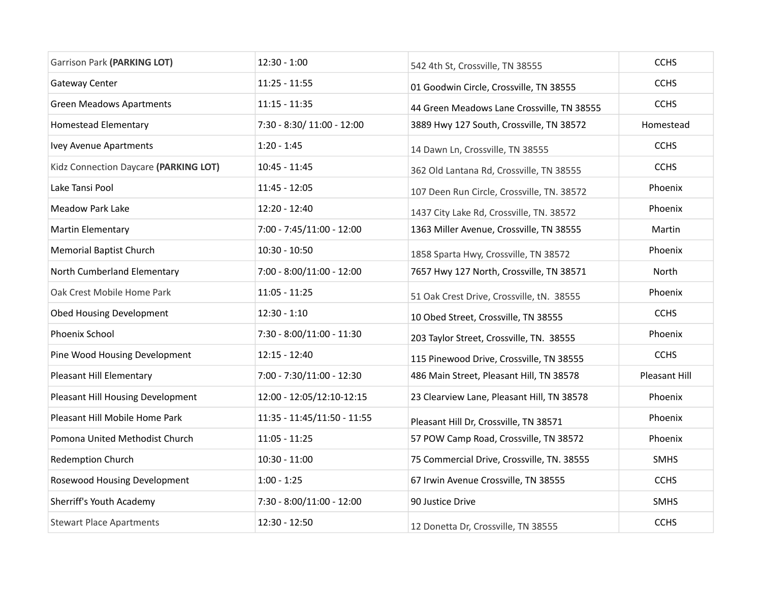| | | | |
|---|---|---|---|
| Garrison Park **(PARKING LOT)** | 12:30 - 1:00 | 542 4th St, Crossville, TN 38555 | CCHS |
| Gateway Center | 11:25 - 11:55 | 01 Goodwin Circle, Crossville, TN 38555 | CCHS |
| Green Meadows Apartments | 11:15 - 11:35 | 44 Green Meadows Lane Crossville, TN 38555 | CCHS |
| Homestead Elementary | 7:30 - 8:30/ 11:00 - 12:00 | 3889 Hwy 127 South, Crossville, TN 38572 | Homestead |
| Ivey Avenue Apartments | 1:20 - 1:45 | 14 Dawn Ln, Crossville, TN 38555 | CCHS |
| Kidz Connection Daycare **(PARKING LOT)** | 10:45 - 11:45 | 362 Old Lantana Rd, Crossville, TN 38555 | CCHS |
| Lake Tansi Pool | 11:45 - 12:05 | 107 Deen Run Circle, Crossville, TN. 38572 | Phoenix |
| Meadow Park Lake | 12:20 - 12:40 | 1437 City Lake Rd, Crossville, TN. 38572 | Phoenix |
| Martin Elementary | 7:00 - 7:45/11:00 - 12:00 | 1363 Miller Avenue, Crossville, TN 38555 | Martin |
| Memorial Baptist Church | 10:30 - 10:50 | 1858 Sparta Hwy, Crossville, TN 38572 | Phoenix |
| North Cumberland Elementary | 7:00 - 8:00/11:00 - 12:00 | 7657 Hwy 127 North, Crossville, TN 38571 | North |
| Oak Crest Mobile Home Park | 11:05 - 11:25 | 51 Oak Crest Drive, Crossville, tN. 38555 | Phoenix |
| Obed Housing Development | 12:30 - 1:10 | 10 Obed Street, Crossville, TN 38555 | CCHS |
| Phoenix School | 7:30 - 8:00/11:00 - 11:30 | 203 Taylor Street, Crossville, TN. 38555 | Phoenix |
| Pine Wood Housing Development | 12:15 - 12:40 | 115 Pinewood Drive, Crossville, TN 38555 | CCHS |
| Pleasant Hill Elementary | 7:00 - 7:30/11:00 - 12:30 | 486 Main Street, Pleasant Hill, TN 38578 | Pleasant Hill |
| Pleasant Hill Housing Development | 12:00 - 12:05/12:10-12:15 | 23 Clearview Lane, Pleasant Hill, TN 38578 | Phoenix |
| Pleasant Hill Mobile Home Park | 11:35 - 11:45/11:50 - 11:55 | Pleasant Hill Dr, Crossville, TN 38571 | Phoenix |
| Pomona United Methodist Church | 11:05 - 11:25 | 57 POW Camp Road, Crossville, TN 38572 | Phoenix |
| Redemption Church | 10:30 - 11:00 | 75 Commercial Drive, Crossville, TN. 38555 | SMHS |
| Rosewood Housing Development | 1:00 - 1:25 | 67 Irwin Avenue Crossville, TN 38555 | CCHS |
| Sherriff's Youth Academy | 7:30 - 8:00/11:00 - 12:00 | 90 Justice Drive | SMHS |
| Stewart Place Apartments | 12:30 - 12:50 | 12 Donetta Dr, Crossville, TN 38555 | CCHS |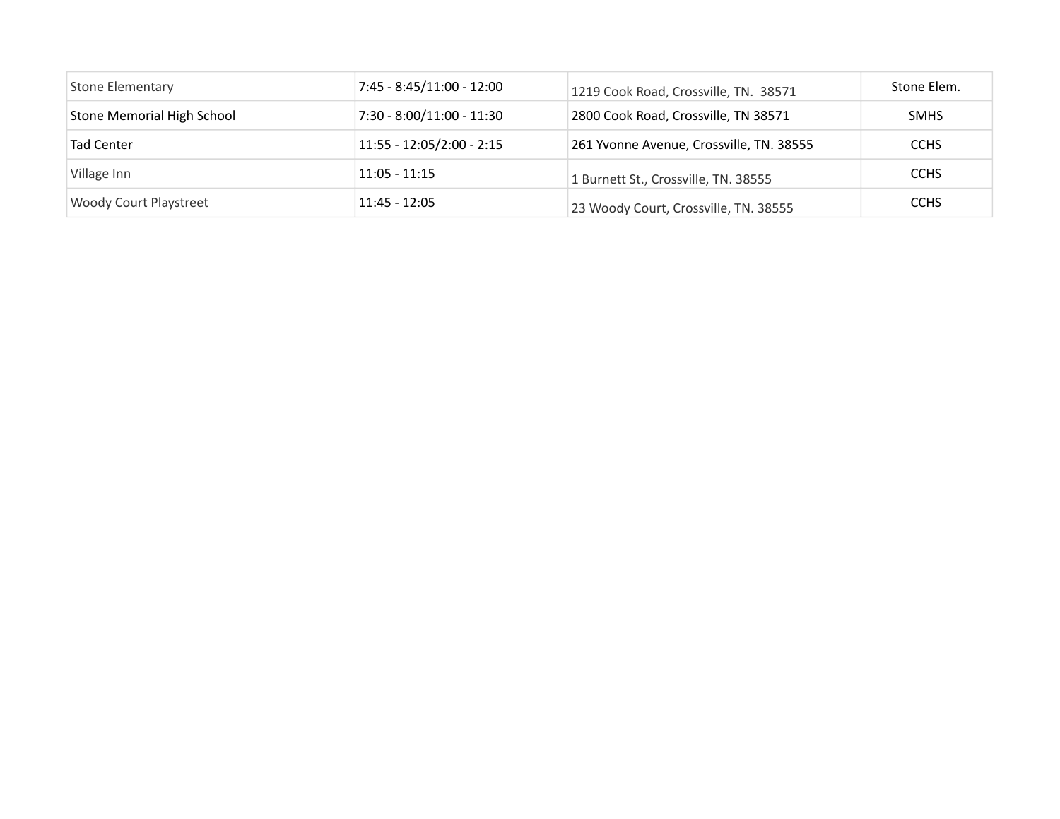| | | | |
|---|---|---|---|
| Stone Elementary | 7:45 - 8:45/11:00 - 12:00 | 1219 Cook Road, Crossville, TN. 38571 | Stone Elem. |
| Stone Memorial High School | 7:30 - 8:00/11:00 - 11:30 | 2800 Cook Road, Crossville, TN 38571 | SMHS |
| Tad Center | 11:55 - 12:05/2:00 - 2:15 | 261 Yvonne Avenue, Crossville, TN. 38555 | CCHS |
| Village Inn | 11:05 - 11:15 | 1 Burnett St., Crossville, TN. 38555 | CCHS |
| Woody Court Playstreet | 11:45 - 12:05 | 23 Woody Court, Crossville, TN. 38555 | CCHS |